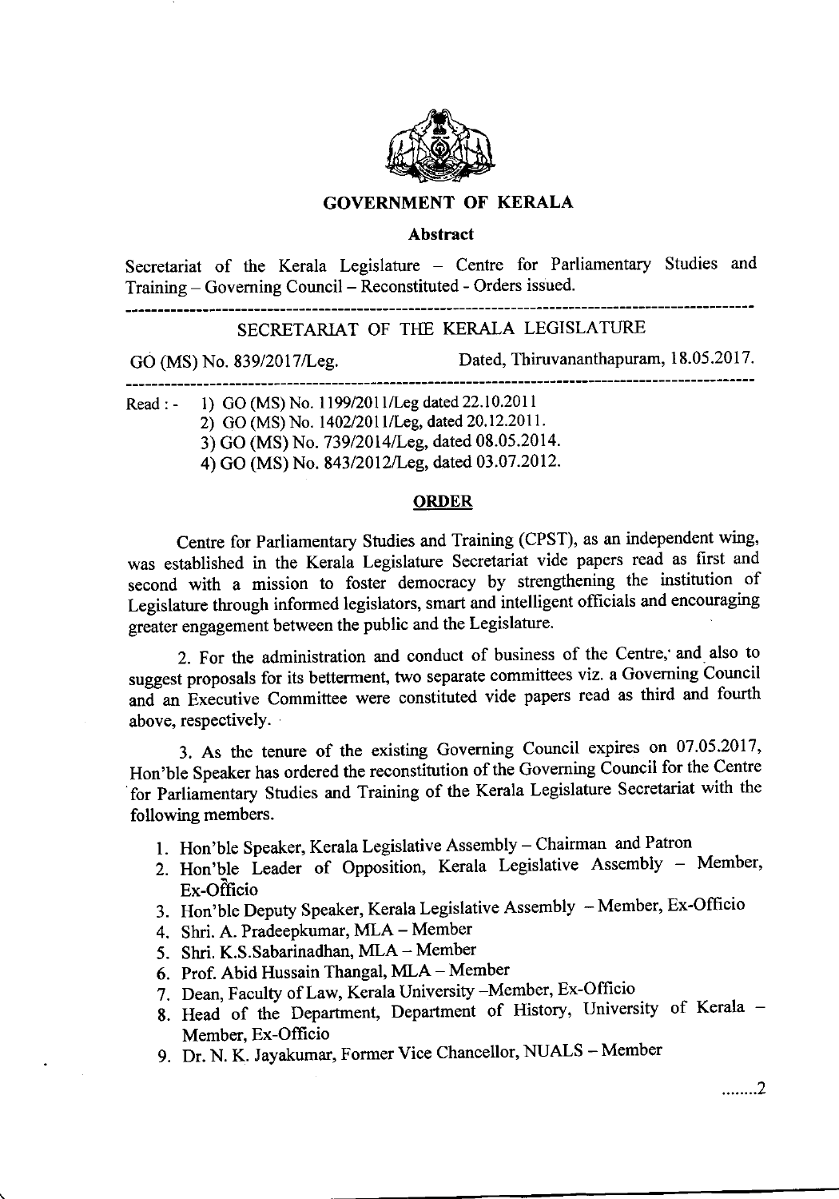# GOVERNMENT OF KERALA

## Abstract

Secretariat of the Kerala Legislature – Centre for Parliamentary Studies and Training – Governing Council – Reconstituted - Orders issued.

---

SECRETARIAT OF THE KERALA LEGISLATURE

GO (MS) No. 839/2017/Leg. Dated, Thiruvananthapuram, 18.05.2017.

---

Read : -
1) GO (MS) No. 1199/2011/Leg dated 22.10.2011
2) GO (MS) No. 1402/2011/Leg, dated 20.12.2011.
3) GO (MS) No. 739/2014/Leg, dated 08.05.2014.
4) GO (MS) No. 843/2012/Leg, dated 03.07.2012.

## ORDER

Centre for Parliamentary Studies and Training (CPST), as an independent wing, was established in the Kerala Legislature Secretariat vide papers read as first and second with a mission to foster democracy by strengthening the institution of Legislature through informed legislators, smart and intelligent officials and encouraging greater engagement between the public and the Legislature.

2. For the administration and conduct of business of the Centre, and also to suggest proposals for its betterment, two separate committees viz. a Governing Council and an Executive Committee were constituted vide papers read as third and fourth above, respectively.

3. As the tenure of the existing Governing Council expires on 07.05.2017, Hon'ble Speaker has ordered the reconstitution of the Governing Council for the Centre for Parliamentary Studies and Training of the Kerala Legislature Secretariat with the following members.

1. Hon'ble Speaker, Kerala Legislative Assembly – Chairman and Patron
2. Hon'ble Leader of Opposition, Kerala Legislative Assembly – Member, Ex-Officio
3. Hon'ble Deputy Speaker, Kerala Legislative Assembly – Member, Ex-Officio
4. Shri. A. Pradeepkumar, MLA – Member
5. Shri. K.S.Sabarinadhan, MLA – Member
6. Prof. Abid Hussain Thangal, MLA – Member
7. Dean, Faculty of Law, Kerala University –Member, Ex-Officio
8. Head of the Department, Department of History, University of Kerala – Member, Ex-Officio
9. Dr. N. K. Jayakumar, Former Vice Chancellor, NUALS – Member

........2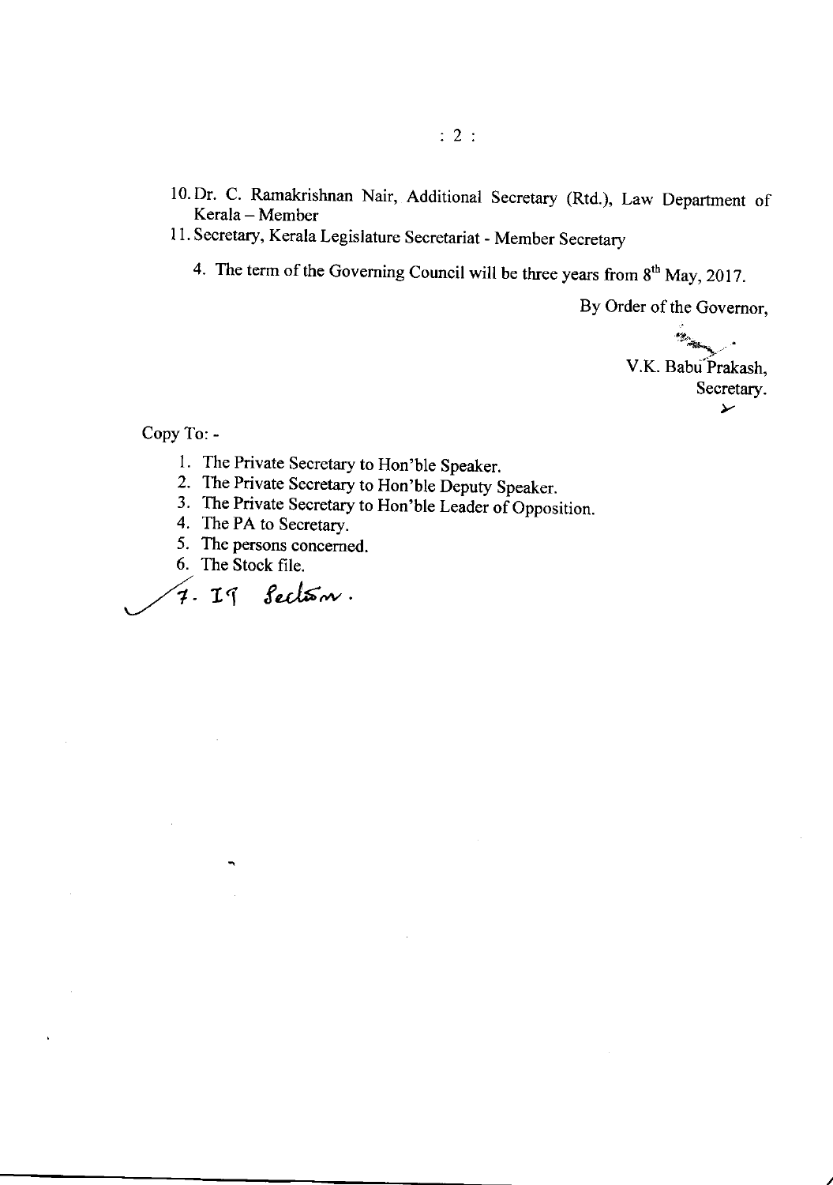10. Dr. C. Ramakrishnan Nair, Additional Secretary (Rtd.), Law Department of Kerala – Member
11. Secretary, Kerala Legislature Secretariat - Member Secretary

4. The term of the Governing Council will be three years from 8th May, 2017.

By Order of the Governor,

V.K. Babu Prakash,
Secretary.

Copy To: -

1. The Private Secretary to Hon'ble Speaker.
2. The Private Secretary to Hon'ble Deputy Speaker.
3. The Private Secretary to Hon'ble Leader of Opposition.
4. The PA to Secretary.
5. The persons concerned.
6. The Stock file.
7. IT Section.